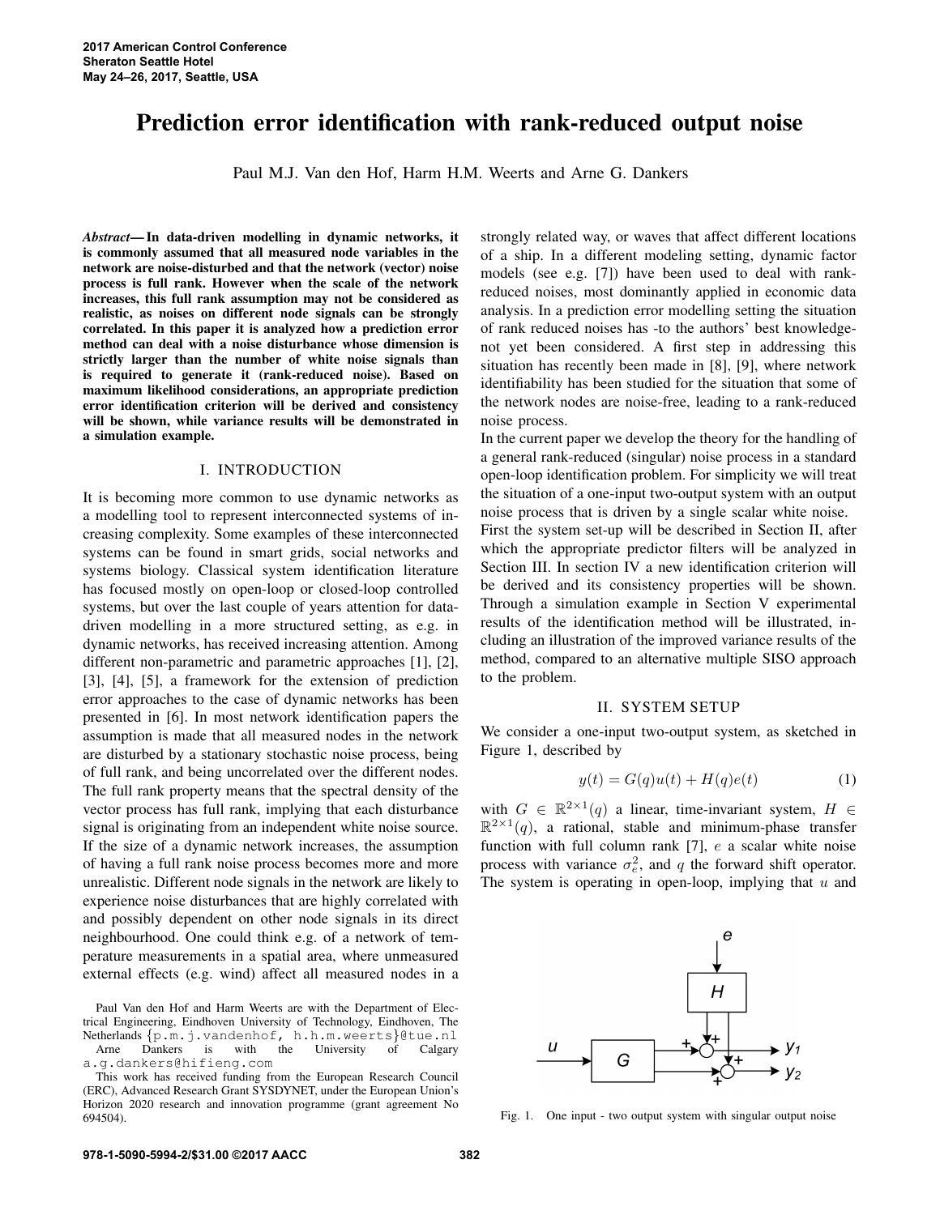# Prediction error identification with rank-reduced output noise

Paul M.J. Van den Hof, Harm H.M. Weerts and Arne G. Dankers

***Abstract*— In data-driven modelling in dynamic networks, it is commonly assumed that all measured node variables in the network are noise-disturbed and that the network (vector) noise process is full rank. However when the scale of the network increases, this full rank assumption may not be considered as realistic, as noises on different node signals can be strongly correlated. In this paper it is analyzed how a prediction error method can deal with a noise disturbance whose dimension is strictly larger than the number of white noise signals than is required to generate it (rank-reduced noise). Based on maximum likelihood considerations, an appropriate prediction error identification criterion will be derived and consistency will be shown, while variance results will be demonstrated in a simulation example.**

## I. INTRODUCTION

It is becoming more common to use dynamic networks as a modelling tool to represent interconnected systems of increasing complexity. Some examples of these interconnected systems can be found in smart grids, social networks and systems biology. Classical system identification literature has focused mostly on open-loop or closed-loop controlled systems, but over the last couple of years attention for data-driven modelling in a more structured setting, as e.g. in dynamic networks, has received increasing attention. Among different non-parametric and parametric approaches [1], [2], [3], [4], [5], a framework for the extension of prediction error approaches to the case of dynamic networks has been presented in [6]. In most network identification papers the assumption is made that all measured nodes in the network are disturbed by a stationary stochastic noise process, being of full rank, and being uncorrelated over the different nodes. The full rank property means that the spectral density of the vector process has full rank, implying that each disturbance signal is originating from an independent white noise source. If the size of a dynamic network increases, the assumption of having a full rank noise process becomes more and more unrealistic. Different node signals in the network are likely to experience noise disturbances that are highly correlated with and possibly dependent on other node signals in its direct neighbourhood. One could think e.g. of a network of temperature measurements in a spatial area, where unmeasured external effects (e.g. wind) affect all measured nodes in a strongly related way, or waves that affect different locations of a ship. In a different modeling setting, dynamic factor models (see e.g. [7]) have been used to deal with rank-reduced noises, most dominantly applied in economic data analysis. In a prediction error modelling setting the situation of rank reduced noises has -to the authors' best knowledge- not yet been considered. A first step in addressing this situation has recently been made in [8], [9], where network identifiability has been studied for the situation that some of the network nodes are noise-free, leading to a rank-reduced noise process.

In the current paper we develop the theory for the handling of a general rank-reduced (singular) noise process in a standard open-loop identification problem. For simplicity we will treat the situation of a one-input two-output system with an output noise process that is driven by a single scalar white noise.

First the system set-up will be described in Section II, after which the appropriate predictor filters will be analyzed in Section III. In section IV a new identification criterion will be derived and its consistency properties will be shown. Through a simulation example in Section V experimental results of the identification method will be illustrated, including an illustration of the improved variance results of the method, compared to an alternative multiple SISO approach to the problem.

## II. SYSTEM SETUP

We consider a one-input two-output system, as sketched in Figure 1, described by

$$y(t) = G(q)u(t) + H(q)e(t) \tag{1}$$

with $G \in \mathbb{R}^{2\times 1}(q)$ a linear, time-invariant system, $H \in \mathbb{R}^{2\times 1}(q)$, a rational, stable and minimum-phase transfer function with full column rank [7], $e$ a scalar white noise process with variance $\sigma_e^2$, and $q$ the forward shift operator. The system is operating in open-loop, implying that $u$ and

e
H
u
G
+
+
+
+
$y_1$
$y_2$

Fig. 1. One input - two output system with singular output noise

Paul Van den Hof and Harm Weerts are with the Department of Electrical Engineering, Eindhoven University of Technology, Eindhoven, The Netherlands {p.m.j.vandenhof, h.h.m.weerts}@tue.nl Arne Dankers is with the University of Calgary a.g.dankers@hifieng.com

This work has received funding from the European Research Council (ERC), Advanced Research Grant SYSDYNET, under the European Union's Horizon 2020 research and innovation programme (grant agreement No 694504).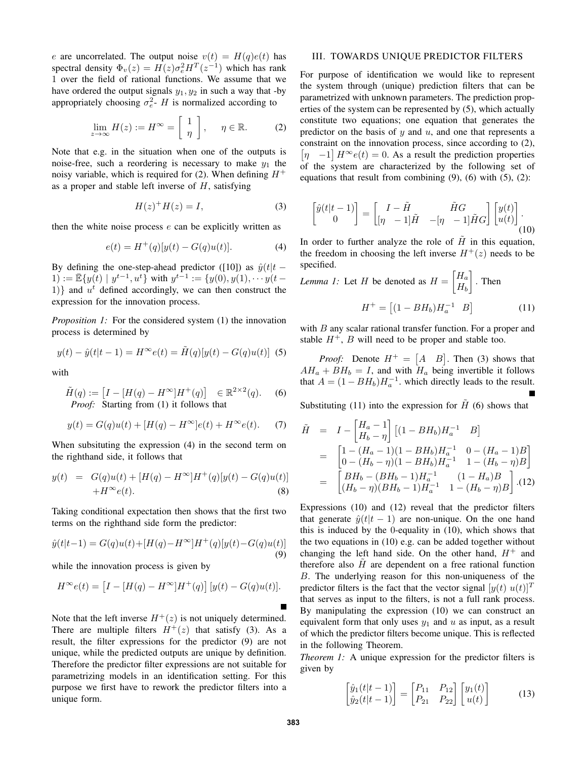$e$ are uncorrelated. The output noise $v(t) = H(q)e(t)$ has spectral density $\Phi_v(z) = H(z)\sigma_e^2 H^T(z^{-1})$ which has rank 1 over the field of rational functions. We assume that we have ordered the output signals $y_1, y_2$ in such a way that -by appropriately choosing $\sigma_e^2$- $H$ is normalized according to

$$\lim_{z\to\infty} H(z) := H^\infty = \begin{bmatrix} 1 \\ \eta \end{bmatrix}, \quad \eta \in \mathbb{R}. \tag{2}$$

Note that e.g. in the situation when one of the outputs is noise-free, such a reordering is necessary to make $y_1$ the noisy variable, which is required for (2). When defining $H^+$ as a proper and stable left inverse of $H$, satisfying

$$H(z)^+ H(z) = I, \tag{3}$$

then the white noise process $e$ can be explicitly written as

$$e(t) = H^+(q)[y(t) - G(q)u(t)]. \tag{4}$$

By defining the one-step-ahead predictor ([10]) as $\hat{y}(t|t-1) := \bar{\mathbb{E}}\{y(t) \mid y^{t-1}, u^t\}$ with $y^{t-1} := \{y(0), y(1), \cdots y(t-1)\}$ and $u^t$ defined accordingly, we can then construct the expression for the innovation process.

*Proposition 1:* For the considered system (1) the innovation process is determined by

$$y(t) - \hat{y}(t|t-1) = H^\infty e(t) = \tilde{H}(q)[y(t) - G(q)u(t)] \tag{5}$$

with

$$\tilde{H}(q) := \left[I - [H(q) - H^\infty]H^+(q)\right] \in \mathbb{R}^{2\times 2}(q). \tag{6}$$

*Proof:* Starting from (1) it follows that

$$y(t) = G(q)u(t) + [H(q) - H^\infty]e(t) + H^\infty e(t). \tag{7}$$

When subsituting the expression (4) in the second term on the righthand side, it follows that

$$\begin{aligned} y(t) &= G(q)u(t) + [H(q) - H^\infty]H^+(q)[y(t) - G(q)u(t)] \\ &\quad + H^\infty e(t). \end{aligned} \tag{8}$$

Taking conditional expectation then shows that the first two terms on the righthand side form the predictor:

$$\hat{y}(t|t-1) = G(q)u(t) + [H(q) - H^\infty]H^+(q)[y(t) - G(q)u(t)] \tag{9}$$

while the innovation process is given by

$$H^\infty e(t) = \left[I - [H(q) - H^\infty]H^+(q)\right][y(t) - G(q)u(t)].$$

∎

Note that the left inverse $H^+(z)$ is not uniquely determined. There are multiple filters $H^+(z)$ that satisfy (3). As a result, the filter expressions for the predictor (9) are not unique, while the predicted outputs are unique by definition. Therefore the predictor filter expressions are not suitable for parametrizing models in an identification setting. For this purpose we first have to rework the predictor filters into a unique form.

## III. TOWARDS UNIQUE PREDICTOR FILTERS

For purpose of identification we would like to represent the system through (unique) prediction filters that can be parametrized with unknown parameters. The prediction properties of the system can be represented by (5), which actually constitute two equations; one equation that generates the predictor on the basis of $y$ and $u$, and one that represents a constraint on the innovation process, since according to (2), $\begin{bmatrix} \eta & -1 \end{bmatrix} H^\infty e(t) = 0$. As a result the prediction properties of the system are characterized by the following set of equations that result from combining (9), (6) with (5), (2):

$$\begin{bmatrix} \hat{y}(t|t-1) \\ 0 \end{bmatrix} = \begin{bmatrix} I - \tilde{H} & \tilde{H}G \\ [\eta \quad -1]\tilde{H} & -[\eta \quad -1]\tilde{H}G \end{bmatrix} \begin{bmatrix} y(t) \\ u(t) \end{bmatrix}. \tag{10}$$

In order to further analyze the role of $\tilde{H}$ in this equation, the freedom in choosing the left inverse $H^+(z)$ needs to be specified.

*Lemma 1:* Let $H$ be denoted as $H = \begin{bmatrix} H_a \\ H_b \end{bmatrix}$. Then

$$H^+ = \begin{bmatrix} (1 - BH_b)H_a^{-1} & B \end{bmatrix} \tag{11}$$

with $B$ any scalar rational transfer function. For a proper and stable $H^+$, $B$ will need to be proper and stable too.

*Proof:* Denote $H^+ = \begin{bmatrix} A & B \end{bmatrix}$. Then (3) shows that $AH_a + BH_b = I$, and with $H_a$ being invertible it follows that $A = (1 - BH_b)H_a^{-1}$. which directly leads to the result. ∎

Substituting (11) into the expression for $\tilde{H}$ (6) shows that

$$\begin{aligned} \tilde{H} &= I - \begin{bmatrix} H_a - 1 \\ H_b - \eta \end{bmatrix} \begin{bmatrix} (1 - BH_b)H_a^{-1} & B \end{bmatrix} \\ &= \begin{bmatrix} 1 - (H_a - 1)(1 - BH_b)H_a^{-1} & 0 - (H_a - 1)B \\ 0 - (H_b - \eta)(1 - BH_b)H_a^{-1} & 1 - (H_b - \eta)B \end{bmatrix} \\ &= \begin{bmatrix} BH_b - (BH_b - 1)H_a^{-1} & (1 - H_a)B \\ (H_b - \eta)(BH_b - 1)H_a^{-1} & 1 - (H_b - \eta)B \end{bmatrix}. \end{aligned} \tag{12}$$

Expressions (10) and (12) reveal that the predictor filters that generate $\hat{y}(t|t-1)$ are non-unique. On the one hand this is induced by the 0-equality in (10), which shows that the two equations in (10) e.g. can be added together without changing the left hand side. On the other hand, $H^+$ and therefore also $\tilde{H}$ are dependent on a free rational function $B$. The underlying reason for this non-uniqueness of the predictor filters is the fact that the vector signal $[y(t)\ u(t)]^T$ that serves as input to the filters, is not a full rank process. By manipulating the expression (10) we can construct an equivalent form that only uses $y_1$ and $u$ as input, as a result of which the predictor filters become unique. This is reflected in the following Theorem.

*Theorem 1:* A unique expression for the predictor filters is given by

$$\begin{bmatrix} \hat{y}_1(t|t-1) \\ \hat{y}_2(t|t-1) \end{bmatrix} = \begin{bmatrix} P_{11} & P_{12} \\ P_{21} & P_{22} \end{bmatrix} \begin{bmatrix} y_1(t) \\ u(t) \end{bmatrix} \tag{13}$$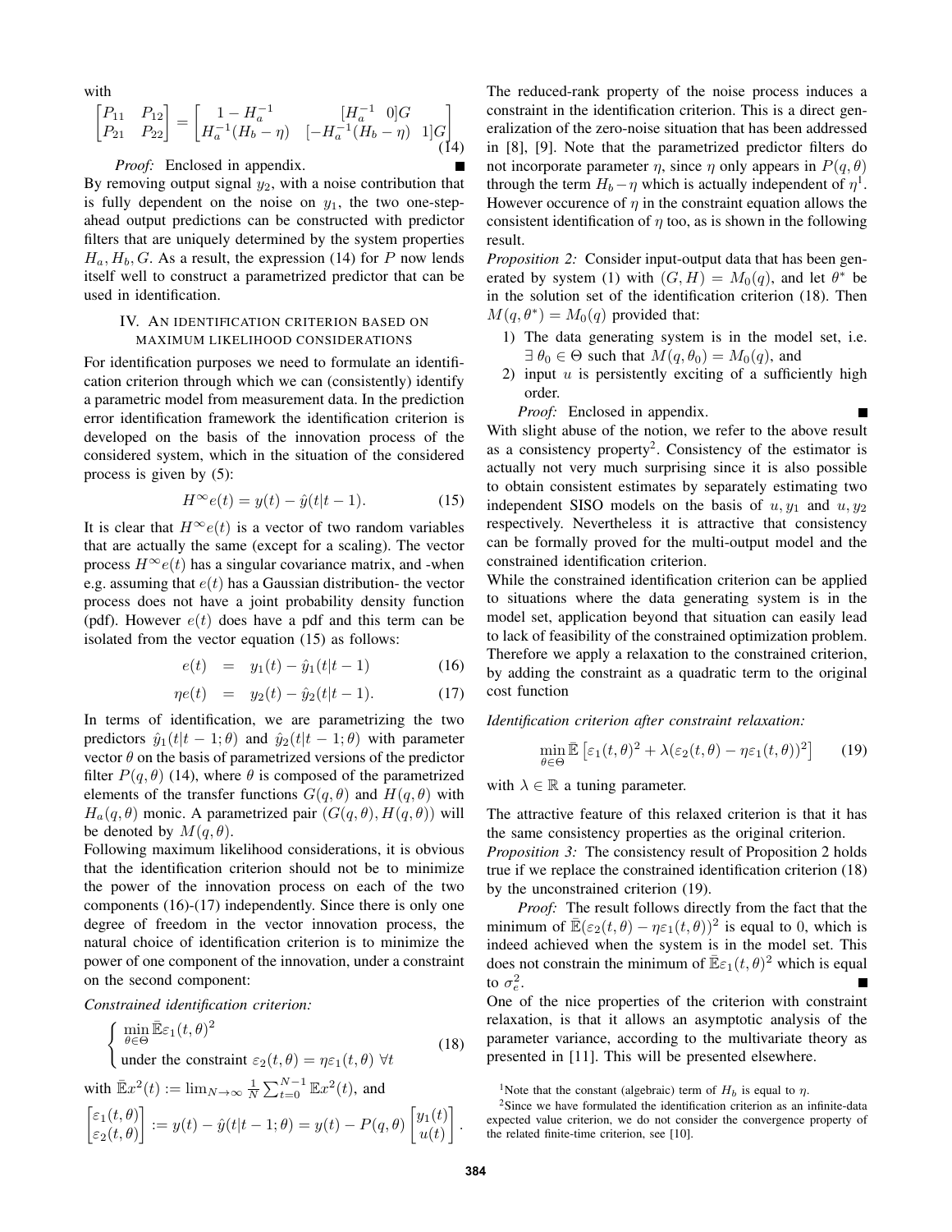with

$$\begin{bmatrix} P_{11} & P_{12} \\ P_{21} & P_{22} \end{bmatrix} = \begin{bmatrix} 1 - H_a^{-1} & [H_a^{-1} \;\; 0]G \\ H_a^{-1}(H_b - \eta) & [-H_a^{-1}(H_b - \eta) \;\; 1]G \end{bmatrix} \tag{14}$$

*Proof:* Enclosed in appendix. ■

By removing output signal $y_2$, with a noise contribution that is fully dependent on the noise on $y_1$, the two one-step-ahead output predictions can be constructed with predictor filters that are uniquely determined by the system properties $H_a, H_b, G$. As a result, the expression (14) for $P$ now lends itself well to construct a parametrized predictor that can be used in identification.

## IV. An identification criterion based on maximum likelihood considerations

For identification purposes we need to formulate an identification criterion through which we can (consistently) identify a parametric model from measurement data. In the prediction error identification framework the identification criterion is developed on the basis of the innovation process of the considered system, which in the situation of the considered process is given by (5):

$$H^\infty e(t) = y(t) - \hat{y}(t|t-1). \tag{15}$$

It is clear that $H^\infty e(t)$ is a vector of two random variables that are actually the same (except for a scaling). The vector process $H^\infty e(t)$ has a singular covariance matrix, and -when e.g. assuming that $e(t)$ has a Gaussian distribution- the vector process does not have a joint probability density function (pdf). However $e(t)$ does have a pdf and this term can be isolated from the vector equation (15) as follows:

$$e(t) = y_1(t) - \hat{y}_1(t|t-1) \tag{16}$$

$$\eta e(t) = y_2(t) - \hat{y}_2(t|t-1). \tag{17}$$

In terms of identification, we are parametrizing the two predictors $\hat{y}_1(t|t-1;\theta)$ and $\hat{y}_2(t|t-1;\theta)$ with parameter vector $\theta$ on the basis of parametrized versions of the predictor filter $P(q,\theta)$ (14), where $\theta$ is composed of the parametrized elements of the transfer functions $G(q,\theta)$ and $H(q,\theta)$ with $H_a(q,\theta)$ monic. A parametrized pair $(G(q,\theta), H(q,\theta))$ will be denoted by $M(q,\theta)$.

Following maximum likelihood considerations, it is obvious that the identification criterion should not be to minimize the power of the innovation process on each of the two components (16)-(17) independently. Since there is only one degree of freedom in the vector innovation process, the natural choice of identification criterion is to minimize the power of one component of the innovation, under a constraint on the second component:

*Constrained identification criterion:*

$$\begin{cases} \min\limits_{\theta\in\Theta} \bar{\mathbb{E}}\varepsilon_1(t,\theta)^2 \\ \text{under the constraint } \varepsilon_2(t,\theta) = \eta\varepsilon_1(t,\theta)\ \forall t \end{cases} \tag{18}$$

with $\bar{\mathbb{E}}x^2(t) := \lim_{N\to\infty} \frac{1}{N}\sum_{t=0}^{N-1} \mathbb{E}x^2(t)$, and

$$\begin{bmatrix} \varepsilon_1(t,\theta) \\ \varepsilon_2(t,\theta) \end{bmatrix} := y(t) - \hat{y}(t|t-1;\theta) = y(t) - P(q,\theta)\begin{bmatrix} y_1(t) \\ u(t) \end{bmatrix}.$$

The reduced-rank property of the noise process induces a constraint in the identification criterion. This is a direct generalization of the zero-noise situation that has been addressed in [8], [9]. Note that the parametrized predictor filters do not incorporate parameter $\eta$, since $\eta$ only appears in $P(q,\theta)$ through the term $H_b - \eta$ which is actually independent of $\eta$[1]. However occurence of $\eta$ in the constraint equation allows the consistent identification of $\eta$ too, as is shown in the following result.

*Proposition 2:* Consider input-output data that has been generated by system (1) with $(G,H) = M_0(q)$, and let $\theta^*$ be in the solution set of the identification criterion (18). Then $M(q,\theta^*) = M_0(q)$ provided that:

1) The data generating system is in the model set, i.e. $\exists\ \theta_0 \in \Theta$ such that $M(q,\theta_0) = M_0(q)$, and
2) input $u$ is persistently exciting of a sufficiently high order.

*Proof:* Enclosed in appendix. ■

With slight abuse of the notion, we refer to the above result as a consistency property[2]. Consistency of the estimator is actually not very much surprising since it is also possible to obtain consistent estimates by separately estimating two independent SISO models on the basis of $u, y_1$ and $u, y_2$ respectively. Nevertheless it is attractive that consistency can be formally proved for the multi-output model and the constrained identification criterion.

While the constrained identification criterion can be applied to situations where the data generating system is in the model set, application beyond that situation can easily lead to lack of feasibility of the constrained optimization problem. Therefore we apply a relaxation to the constrained criterion, by adding the constraint as a quadratic term to the original cost function

*Identification criterion after constraint relaxation:*

$$\min_{\theta\in\Theta} \bar{\mathbb{E}}\left[\varepsilon_1(t,\theta)^2 + \lambda(\varepsilon_2(t,\theta) - \eta\varepsilon_1(t,\theta))^2\right] \tag{19}$$

with $\lambda \in \mathbb{R}$ a tuning parameter.

The attractive feature of this relaxed criterion is that it has the same consistency properties as the original criterion.

*Proposition 3:* The consistency result of Proposition 2 holds true if we replace the constrained identification criterion (18) by the unconstrained criterion (19).

*Proof:* The result follows directly from the fact that the minimum of $\bar{\mathbb{E}}(\varepsilon_2(t,\theta) - \eta\varepsilon_1(t,\theta))^2$ is equal to 0, which is indeed achieved when the system is in the model set. This does not constrain the minimum of $\bar{\mathbb{E}}\varepsilon_1(t,\theta)^2$ which is equal to $\sigma_e^2$. ■

One of the nice properties of the criterion with constraint relaxation, is that it allows an asymptotic analysis of the parameter variance, according to the multivariate theory as presented in [11]. This will be presented elsewhere.

[1] Note that the constant (algebraic) term of $H_b$ is equal to $\eta$.

[2] Since we have formulated the identification criterion as an infinite-data expected value criterion, we do not consider the convergence property of the related finite-time criterion, see [10].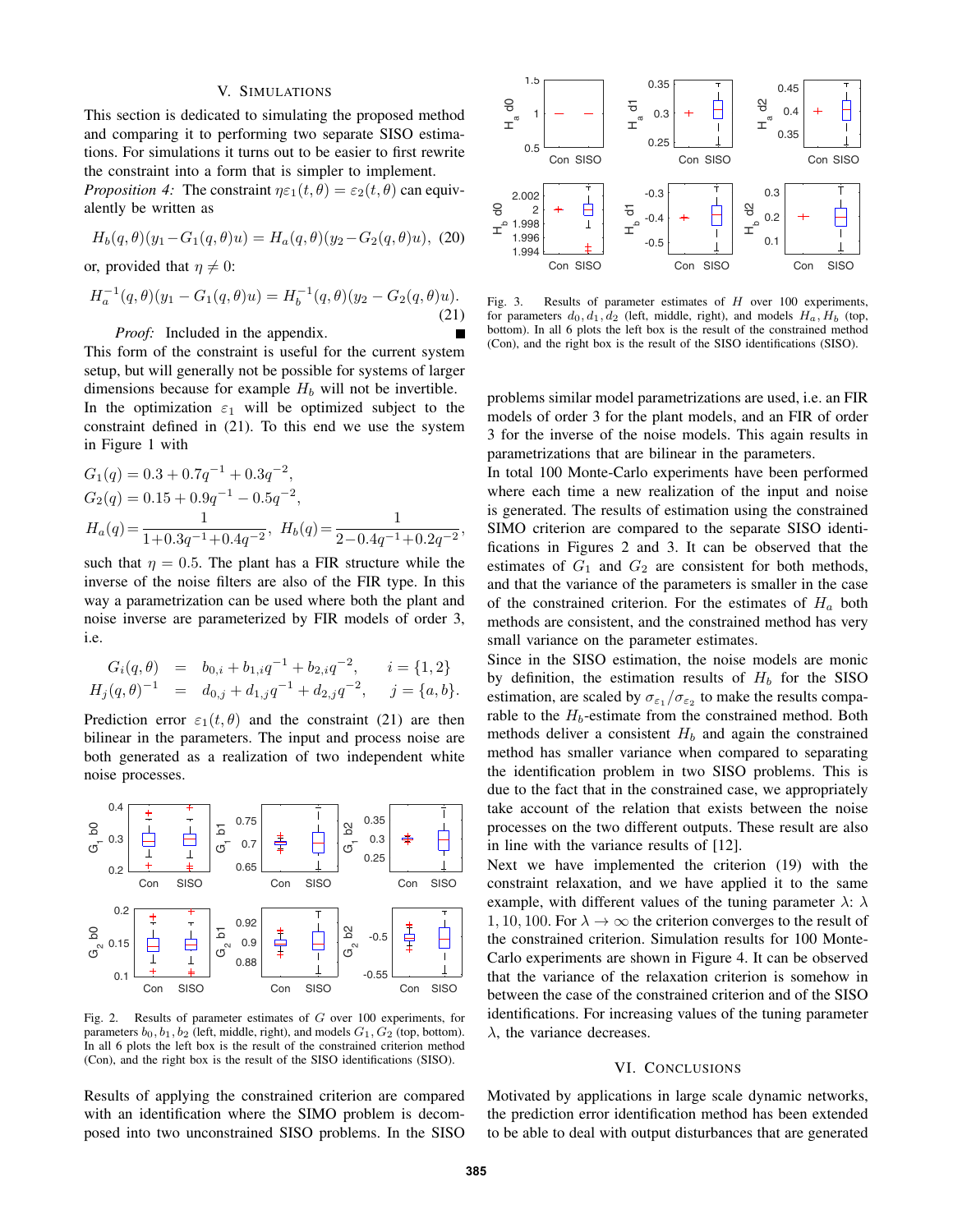## V. SIMULATIONS

This section is dedicated to simulating the proposed method and comparing it to performing two separate SISO estimations. For simulations it turns out to be easier to first rewrite the constraint into a form that is simpler to implement.

*Proposition 4:* The constraint $\eta\varepsilon_1(t,\theta) = \varepsilon_2(t,\theta)$ can equivalently be written as

$$H_b(q,\theta)(y_1 - G_1(q,\theta)u) = H_a(q,\theta)(y_2 - G_2(q,\theta)u), \quad (20)$$

or, provided that $\eta \neq 0$:

$$H_a^{-1}(q,\theta)(y_1 - G_1(q,\theta)u) = H_b^{-1}(q,\theta)(y_2 - G_2(q,\theta)u). \quad (21)$$

*Proof:* Included in the appendix. ∎

This form of the constraint is useful for the current system setup, but will generally not be possible for systems of larger dimensions because for example $H_b$ will not be invertible.

In the optimization $\varepsilon_1$ will be optimized subject to the constraint defined in (21). To this end we use the system in Figure 1 with

$$G_1(q) = 0.3 + 0.7q^{-1} + 0.3q^{-2},$$
$$G_2(q) = 0.15 + 0.9q^{-1} - 0.5q^{-2},$$
$$H_a(q) = \frac{1}{1+0.3q^{-1}+0.4q^{-2}}, \; H_b(q) = \frac{1}{2-0.4q^{-1}+0.2q^{-2}},$$

such that $\eta = 0.5$. The plant has a FIR structure while the inverse of the noise filters are also of the FIR type. In this way a parametrization can be used where both the plant and noise inverse are parameterized by FIR models of order 3, i.e.

$$\begin{aligned} G_i(q,\theta) &= b_{0,i} + b_{1,i}q^{-1} + b_{2,i}q^{-2}, \qquad i = \{1,2\} \\ H_j(q,\theta)^{-1} &= d_{0,j} + d_{1,j}q^{-1} + d_{2,j}q^{-2}, \qquad j = \{a,b\}. \end{aligned}$$

Prediction error $\varepsilon_1(t,\theta)$ and the constraint (21) are then bilinear in the parameters. The input and process noise are both generated as a realization of two independent white noise processes.

Fig. 2. Results of parameter estimates of $G$ over 100 experiments, for parameters $b_0, b_1, b_2$ (left, middle, right), and models $G_1, G_2$ (top, bottom). In all 6 plots the left box is the result of the constrained criterion method (Con), and the right box is the result of the SISO identifications (SISO).

Results of applying the constrained criterion are compared with an identification where the SIMO problem is decomposed into two unconstrained SISO problems. In the SISO problems similar model parametrizations are used, i.e. an FIR models of order 3 for the plant models, and an FIR of order 3 for the inverse of the noise models. This again results in parametrizations that are bilinear in the parameters.

Fig. 3. Results of parameter estimates of $H$ over 100 experiments, for parameters $d_0, d_1, d_2$ (left, middle, right), and models $H_a, H_b$ (top, bottom). In all 6 plots the left box is the result of the constrained method (Con), and the right box is the result of the SISO identifications (SISO).

In total 100 Monte-Carlo experiments have been performed where each time a new realization of the input and noise is generated. The results of estimation using the constrained SIMO criterion are compared to the separate SISO identifications in Figures 2 and 3. It can be observed that the estimates of $G_1$ and $G_2$ are consistent for both methods, and that the variance of the parameters is smaller in the case of the constrained criterion. For the estimates of $H_a$ both methods are consistent, and the constrained method has very small variance on the parameter estimates.

Since in the SISO estimation, the noise models are monic by definition, the estimation results of $H_b$ for the SISO estimation, are scaled by $\sigma_{\varepsilon_1}/\sigma_{\varepsilon_2}$ to make the results comparable to the $H_b$-estimate from the constrained method. Both methods deliver a consistent $H_b$ and again the constrained method has smaller variance when compared to separating the identification problem in two SISO problems. This is due to the fact that in the constrained case, we appropriately take account of the relation that exists between the noise processes on the two different outputs. These result are also in line with the variance results of [12].

Next we have implemented the criterion (19) with the constraint relaxation, and we have applied it to the same example, with different values of the tuning parameter $\lambda$: $\lambda$ 1, 10, 100. For $\lambda \to \infty$ the criterion converges to the result of the constrained criterion. Simulation results for 100 Monte-Carlo experiments are shown in Figure 4. It can be observed that the variance of the relaxation criterion is somehow in between the case of the constrained criterion and of the SISO identifications. For increasing values of the tuning parameter $\lambda$, the variance decreases.

## VI. CONCLUSIONS

Motivated by applications in large scale dynamic networks, the prediction error identification method has been extended to be able to deal with output disturbances that are generated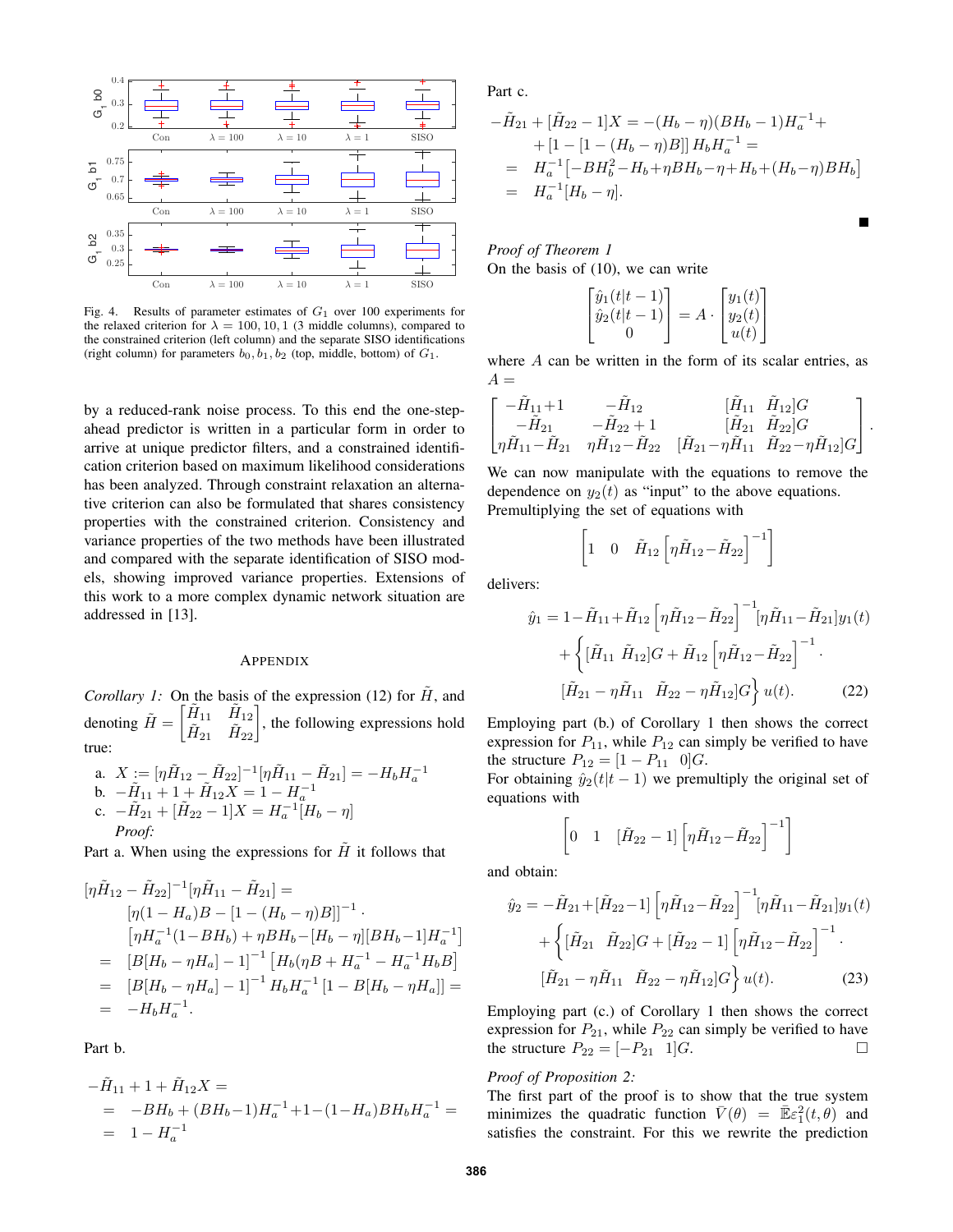G$_1$ b0

0.4

0.3

0.2

Con λ = 100 λ = 10 λ = 1 SISO

G$_1$ b1

0.75

0.7

0.65

Con λ = 100 λ = 10 λ = 1 SISO

G$_1$ b2

0.35

0.3

0.25

Con λ = 100 λ = 10 λ = 1 SISO

Fig. 4. Results of parameter estimates of $G_1$ over 100 experiments for the relaxed criterion for $\lambda = 100, 10, 1$ (3 middle columns), compared to the constrained criterion (left column) and the separate SISO identifications (right column) for parameters $b_0, b_1, b_2$ (top, middle, bottom) of $G_1$.

by a reduced-rank noise process. To this end the one-step-ahead predictor is written in a particular form in order to arrive at unique predictor filters, and a constrained identification criterion based on maximum likelihood considerations has been analyzed. Through constraint relaxation an alternative criterion can also be formulated that shares consistency properties with the constrained criterion. Consistency and variance properties of the two methods have been illustrated and compared with the separate identification of SISO models, showing improved variance properties. Extensions of this work to a more complex dynamic network situation are addressed in [13].

## Appendix

*Corollary 1:* On the basis of the expression (12) for $\tilde{H}$, and denoting $\tilde{H} = \begin{bmatrix} \tilde{H}_{11} & \tilde{H}_{12} \\ \tilde{H}_{21} & \tilde{H}_{22} \end{bmatrix}$, the following expressions hold true:

a. $X := [\eta\tilde{H}_{12} - \tilde{H}_{22}]^{-1}[\eta\tilde{H}_{11} - \tilde{H}_{21}] = -H_b H_a^{-1}$
b. $-\tilde{H}_{11} + 1 + \tilde{H}_{12}X = 1 - H_a^{-1}$
c. $-\tilde{H}_{21} + [\tilde{H}_{22} - 1]X = H_a^{-1}[H_b - \eta]$

*Proof:*

Part a. When using the expressions for $\tilde{H}$ it follows that

$$\begin{aligned}
&[\eta\tilde{H}_{12} - \tilde{H}_{22}]^{-1}[\eta\tilde{H}_{11} - \tilde{H}_{21}] = \\
&\quad [\eta(1 - H_a)B - [1 - (H_b - \eta)B]]^{-1} \cdot \\
&\quad \left[\eta H_a^{-1}(1 - BH_b) + \eta BH_b - [H_b - \eta][BH_b - 1]H_a^{-1}\right] \\
&= [B[H_b - \eta H_a] - 1]^{-1}\left[H_b(\eta B + H_a^{-1} - H_a^{-1}H_b B\right] \\
&= [B[H_b - \eta H_a] - 1]^{-1} H_b H_a^{-1}\left[1 - B[H_b - \eta H_a]\right] = \\
&= -H_b H_a^{-1}.
\end{aligned}$$

Part b.

$$\begin{aligned}
&-\tilde{H}_{11} + 1 + \tilde{H}_{12}X = \\
&= -BH_b + (BH_b - 1)H_a^{-1} + 1 - (1 - H_a)BH_b H_a^{-1} = \\
&= 1 - H_a^{-1}
\end{aligned}$$

Part c.

$$\begin{aligned}
&-\tilde{H}_{21} + [\tilde{H}_{22} - 1]X = -(H_b - \eta)(BH_b - 1)H_a^{-1} + \\
&\quad + [1 - [1 - (H_b - \eta)B]]\, H_b H_a^{-1} = \\
&= H_a^{-1}\left[-BH_b^2 - H_b + \eta BH_b - \eta + H_b + (H_b - \eta)BH_b\right] \\
&= H_a^{-1}[H_b - \eta].
\end{aligned}$$

■

*Proof of Theorem 1*
On the basis of (10), we can write

$$\begin{bmatrix} \hat{y}_1(t|t-1) \\ \hat{y}_2(t|t-1) \\ 0 \end{bmatrix} = A \cdot \begin{bmatrix} y_1(t) \\ y_2(t) \\ u(t) \end{bmatrix}$$

where $A$ can be written in the form of its scalar entries, as $A =$

$$\begin{bmatrix} -\tilde{H}_{11} + 1 & -\tilde{H}_{12} & [\tilde{H}_{11} \;\; \tilde{H}_{12}]G \\ -\tilde{H}_{21} & -\tilde{H}_{22} + 1 & [\tilde{H}_{21} \;\; \tilde{H}_{22}]G \\ \eta\tilde{H}_{11} - \tilde{H}_{21} & \eta\tilde{H}_{12} - \tilde{H}_{22} & [\tilde{H}_{21} - \eta\tilde{H}_{11} \;\; \tilde{H}_{22} - \eta\tilde{H}_{12}]G \end{bmatrix}.$$

We can now manipulate with the equations to remove the dependence on $y_2(t)$ as "input" to the above equations. Premultiplying the set of equations with

$$\begin{bmatrix} 1 & 0 & \tilde{H}_{12}\left[\eta\tilde{H}_{12} - \tilde{H}_{22}\right]^{-1} \end{bmatrix}$$

delivers:

$$\begin{aligned}
\hat{y}_1 &= 1 - \tilde{H}_{11} + \tilde{H}_{12}\left[\eta\tilde{H}_{12} - \tilde{H}_{22}\right]^{-1}[\eta\tilde{H}_{11} - \tilde{H}_{21}]y_1(t) \\
&+ \left\{[\tilde{H}_{11} \;\; \tilde{H}_{12}]G + \tilde{H}_{12}\left[\eta\tilde{H}_{12} - \tilde{H}_{22}\right]^{-1} \cdot \right. \\
&\left. [\tilde{H}_{21} - \eta\tilde{H}_{11} \;\; \tilde{H}_{22} - \eta\tilde{H}_{12}]G\right\} u(t). \qquad (22)
\end{aligned}$$

Employing part (b.) of Corollary 1 then shows the correct expression for $P_{11}$, while $P_{12}$ can simply be verified to have the structure $P_{12} = [1 - P_{11} \;\; 0]G$.
For obtaining $\hat{y}_2(t|t-1)$ we premultiply the original set of equations with

$$\begin{bmatrix} 0 & 1 & [\tilde{H}_{22} - 1]\left[\eta\tilde{H}_{12} - \tilde{H}_{22}\right]^{-1} \end{bmatrix}$$

and obtain:

$$\begin{aligned}
\hat{y}_2 &= -\tilde{H}_{21} + [\tilde{H}_{22} - 1]\left[\eta\tilde{H}_{12} - \tilde{H}_{22}\right]^{-1}[\eta\tilde{H}_{11} - \tilde{H}_{21}]y_1(t) \\
&+ \left\{[\tilde{H}_{21} \;\; \tilde{H}_{22}]G + [\tilde{H}_{22} - 1]\left[\eta\tilde{H}_{12} - \tilde{H}_{22}\right]^{-1} \cdot \right. \\
&\left. [\tilde{H}_{21} - \eta\tilde{H}_{11} \;\; \tilde{H}_{22} - \eta\tilde{H}_{12}]G\right\} u(t). \qquad (23)
\end{aligned}$$

Employing part (c.) of Corollary 1 then shows the correct expression for $P_{21}$, while $P_{22}$ can simply be verified to have the structure $P_{22} = [-P_{21} \;\; 1]G$. □

*Proof of Proposition 2:*
The first part of the proof is to show that the true system minimizes the quadratic function $\bar{V}(\theta) = \bar{\mathbb{E}}\varepsilon_1^2(t, \theta)$ and satisfies the constraint. For this we rewrite the prediction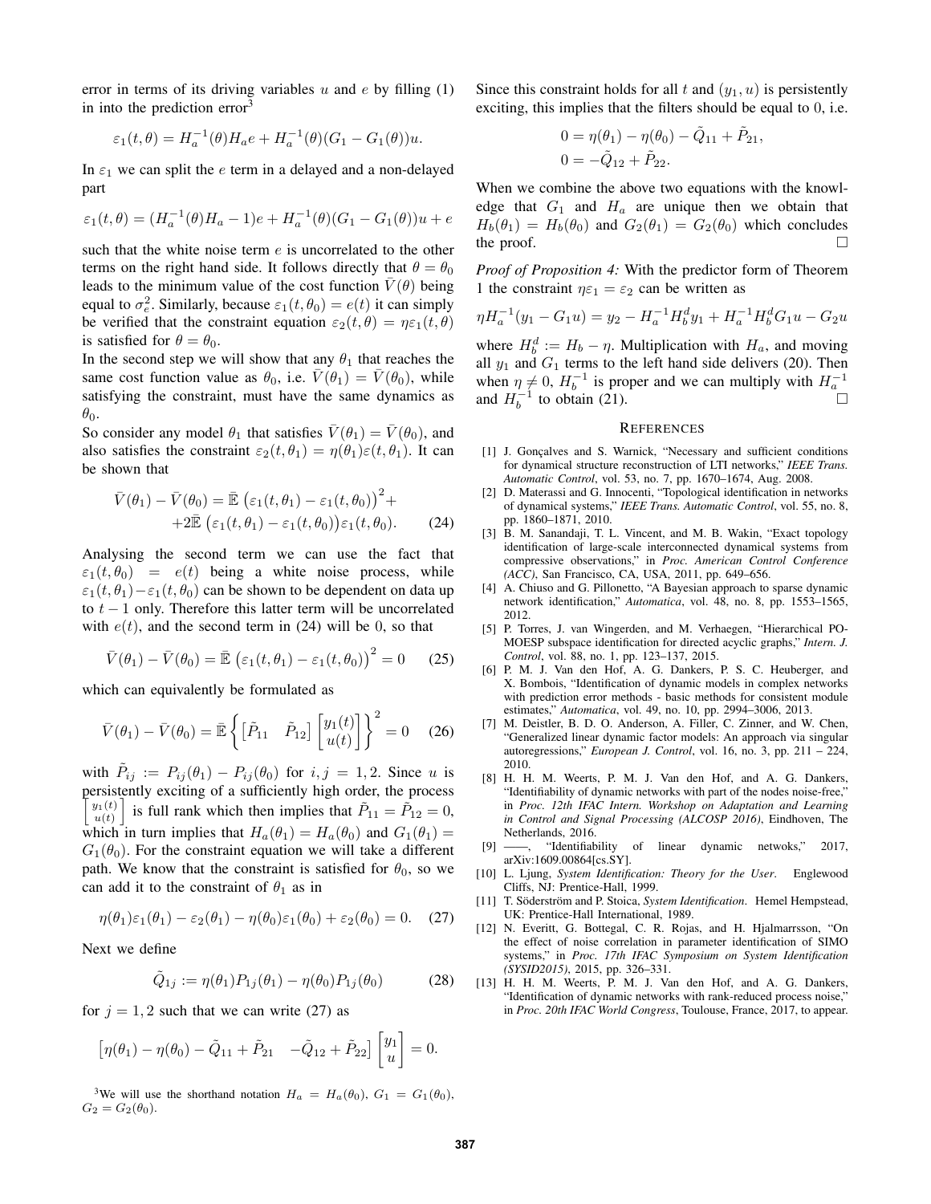error in terms of its driving variables $u$ and $e$ by filling (1) in into the prediction error[3]

$$\varepsilon_1(t,\theta) = H_a^{-1}(\theta)H_a e + H_a^{-1}(\theta)(G_1 - G_1(\theta))u.$$

In $\varepsilon_1$ we can split the $e$ term in a delayed and a non-delayed part

$$\varepsilon_1(t,\theta) = (H_a^{-1}(\theta)H_a - 1)e + H_a^{-1}(\theta)(G_1 - G_1(\theta))u + e$$

such that the white noise term $e$ is uncorrelated to the other terms on the right hand side. It follows directly that $\theta = \theta_0$ leads to the minimum value of the cost function $\bar{V}(\theta)$ being equal to $\sigma_e^2$. Similarly, because $\varepsilon_1(t,\theta_0) = e(t)$ it can simply be verified that the constraint equation $\varepsilon_2(t,\theta) = \eta\varepsilon_1(t,\theta)$ is satisfied for $\theta = \theta_0$.

In the second step we will show that any $\theta_1$ that reaches the same cost function value as $\theta_0$, i.e. $\bar{V}(\theta_1) = \bar{V}(\theta_0)$, while satisfying the constraint, must have the same dynamics as $\theta_0$.

So consider any model $\theta_1$ that satisfies $\bar{V}(\theta_1) = \bar{V}(\theta_0)$, and also satisfies the constraint $\varepsilon_2(t,\theta_1) = \eta(\theta_1)\varepsilon(t,\theta_1)$. It can be shown that

$$\begin{aligned}\bar{V}(\theta_1) - \bar{V}(\theta_0) = \bar{\mathbb{E}}\left(\varepsilon_1(t,\theta_1) - \varepsilon_1(t,\theta_0)\right)^2 + \\ +2\bar{\mathbb{E}}\left(\varepsilon_1(t,\theta_1) - \varepsilon_1(t,\theta_0)\right)\varepsilon_1(t,\theta_0). \end{aligned} \tag{24}$$

Analysing the second term we can use the fact that $\varepsilon_1(t,\theta_0) = e(t)$ being a white noise process, while $\varepsilon_1(t,\theta_1) - \varepsilon_1(t,\theta_0)$ can be shown to be dependent on data up to $t-1$ only. Therefore this latter term will be uncorrelated with $e(t)$, and the second term in (24) will be 0, so that

$$\bar{V}(\theta_1) - \bar{V}(\theta_0) = \bar{\mathbb{E}}\left(\varepsilon_1(t,\theta_1) - \varepsilon_1(t,\theta_0)\right)^2 = 0 \tag{25}$$

which can equivalently be formulated as

$$\bar{V}(\theta_1) - \bar{V}(\theta_0) = \bar{\mathbb{E}}\left\{\begin{bmatrix}\tilde{P}_{11} & \tilde{P}_{12}\end{bmatrix}\begin{bmatrix}y_1(t)\\ u(t)\end{bmatrix}\right\}^2 = 0 \tag{26}$$

with $\tilde{P}_{ij} := P_{ij}(\theta_1) - P_{ij}(\theta_0)$ for $i,j = 1,2$. Since $u$ is persistently exciting of a sufficiently high order, the process $\begin{bmatrix}y_1(t)\\ u(t)\end{bmatrix}$ is full rank which then implies that $\tilde{P}_{11} = \tilde{P}_{12} = 0$, which in turn implies that $H_a(\theta_1) = H_a(\theta_0)$ and $G_1(\theta_1) = G_1(\theta_0)$. For the constraint equation we will take a different path. We know that the constraint is satisfied for $\theta_0$, so we can add it to the constraint of $\theta_1$ as in

$$\eta(\theta_1)\varepsilon_1(\theta_1) - \varepsilon_2(\theta_1) - \eta(\theta_0)\varepsilon_1(\theta_0) + \varepsilon_2(\theta_0) = 0. \tag{27}$$

Next we define

$$\tilde{Q}_{1j} := \eta(\theta_1)P_{1j}(\theta_1) - \eta(\theta_0)P_{1j}(\theta_0) \tag{28}$$

for $j = 1,2$ such that we can write (27) as

$$\begin{bmatrix}\eta(\theta_1) - \eta(\theta_0) - \tilde{Q}_{11} + \tilde{P}_{21} & -\tilde{Q}_{12} + \tilde{P}_{22}\end{bmatrix}\begin{bmatrix}y_1\\ u\end{bmatrix} = 0.$$

[3]We will use the shorthand notation $H_a = H_a(\theta_0)$, $G_1 = G_1(\theta_0)$, $G_2 = G_2(\theta_0)$.

Since this constraint holds for all $t$ and $(y_1, u)$ is persistently exciting, this implies that the filters should be equal to 0, i.e.

$$\begin{aligned}0 &= \eta(\theta_1) - \eta(\theta_0) - \tilde{Q}_{11} + \tilde{P}_{21},\\ 0 &= -\tilde{Q}_{12} + \tilde{P}_{22}.\end{aligned}$$

When we combine the above two equations with the knowledge that $G_1$ and $H_a$ are unique then we obtain that $H_b(\theta_1) = H_b(\theta_0)$ and $G_2(\theta_1) = G_2(\theta_0)$ which concludes the proof. □

*Proof of Proposition 4:* With the predictor form of Theorem 1 the constraint $\eta\varepsilon_1 = \varepsilon_2$ can be written as

$$\eta H_a^{-1}(y_1 - G_1 u) = y_2 - H_a^{-1}H_b^d y_1 + H_a^{-1}H_b^d G_1 u - G_2 u$$

where $H_b^d := H_b - \eta$. Multiplication with $H_a$, and moving all $y_1$ and $G_1$ terms to the left hand side delivers (20). Then when $\eta \neq 0$, $H_b^{-1}$ is proper and we can multiply with $H_a^{-1}$ and $H_b^{-1}$ to obtain (21). □

## References

[1] J. Gonçalves and S. Warnick, "Necessary and sufficient conditions for dynamical structure reconstruction of LTI networks," *IEEE Trans. Automatic Control*, vol. 53, no. 7, pp. 1670–1674, Aug. 2008.

[2] D. Materassi and G. Innocenti, "Topological identification in networks of dynamical systems," *IEEE Trans. Automatic Control*, vol. 55, no. 8, pp. 1860–1871, 2010.

[3] B. M. Sanandaji, T. L. Vincent, and M. B. Wakin, "Exact topology identification of large-scale interconnected dynamical systems from compressive observations," in *Proc. American Control Conference (ACC)*, San Francisco, CA, USA, 2011, pp. 649–656.

[4] A. Chiuso and G. Pillonetto, "A Bayesian approach to sparse dynamic network identification," *Automatica*, vol. 48, no. 8, pp. 1553–1565, 2012.

[5] P. Torres, J. van Wingerden, and M. Verhaegen, "Hierarchical PO-MOESP subspace identification for directed acyclic graphs," *Intern. J. Control*, vol. 88, no. 1, pp. 123–137, 2015.

[6] P. M. J. Van den Hof, A. G. Dankers, P. S. C. Heuberger, and X. Bombois, "Identification of dynamic models in complex networks with prediction error methods - basic methods for consistent module estimates," *Automatica*, vol. 49, no. 10, pp. 2994–3006, 2013.

[7] M. Deistler, B. D. O. Anderson, A. Filler, C. Zinner, and W. Chen, "Generalized linear dynamic factor models: An approach via singular autoregressions," *European J. Control*, vol. 16, no. 3, pp. 211 – 224, 2010.

[8] H. H. M. Weerts, P. M. J. Van den Hof, and A. G. Dankers, "Identifiability of dynamic networks with part of the nodes noise-free," in *Proc. 12th IFAC Intern. Workshop on Adaptation and Learning in Control and Signal Processing (ALCOSP 2016)*, Eindhoven, The Netherlands, 2016.

[9] ——, "Identifiability of linear dynamic netwoks," 2017, arXiv:1609.00864[cs.SY].

[10] L. Ljung, *System Identification: Theory for the User*. Englewood Cliffs, NJ: Prentice-Hall, 1999.

[11] T. Söderström and P. Stoica, *System Identification*. Hemel Hempstead, UK: Prentice-Hall International, 1989.

[12] N. Everitt, G. Bottegal, C. R. Rojas, and H. Hjalmarrsson, "On the effect of noise correlation in parameter identification of SIMO systems," in *Proc. 17th IFAC Symposium on System Identification (SYSID2015)*, 2015, pp. 326–331.

[13] H. H. M. Weerts, P. M. J. Van den Hof, and A. G. Dankers, "Identification of dynamic networks with rank-reduced process noise," in *Proc. 20th IFAC World Congress*, Toulouse, France, 2017, to appear.